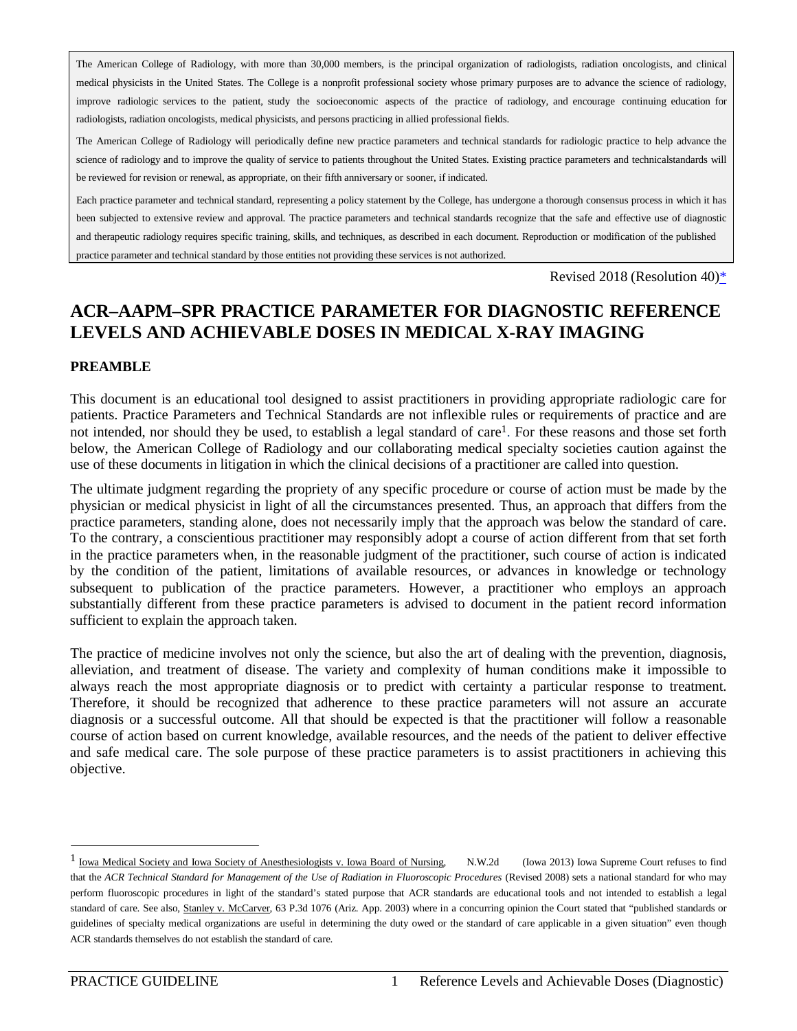The American College of Radiology, with more than 30,000 members, is the principal organization of radiologists, radiation oncologists, and clinical medical physicists in the United States. The College is a nonprofit professional society whose primary purposes are to advance the science of radiology, improve radiologic services to the patient, study the socioeconomic aspects of the practice of radiology, and encourage continuing education for radiologists, radiation oncologists, medical physicists, and persons practicing in allied professional fields.

The American College of Radiology will periodically define new practice parameters and technical standards for radiologic practice to help advance the science of radiology and to improve the quality of service to patients throughout the United States. Existing practice parameters and technicalstandards will be reviewed for revision or renewal, as appropriate, on their fifth anniversary or sooner, if indicated.

Each practice parameter and technical standard, representing a policy statement by the College, has undergone a thorough consensus process in which it has been subjected to extensive review and approval. The practice parameters and technical standards recognize that the safe and effective use of diagnostic and therapeutic radiology requires specific training, skills, and techniques, as described in each document. Reproduction or modification of the published practice parameter and technical standard by those entities not providing these services is not authorized.

Revised 2018 (Resolution 40)*

# ACR–AAPM–SPR PRACTICE PARAMETER FOR DIAGNOSTIC REFERENCE LEVELS AND ACHIEVABLE DOSES IN MEDICAL X-RAY IMAGING

## PREAMBLE

This document is an educational tool designed to assist practitioners in providing appropriate radiologic care for patients. Practice Parameters and Technical Standards are not inflexible rules or requirements of practice and are not intended, nor should they be used, to establish a legal standard of care[1]. For these reasons and those set forth below, the American College of Radiology and our collaborating medical specialty societies caution against the use of these documents in litigation in which the clinical decisions of a practitioner are called into question.

The ultimate judgment regarding the propriety of any specific procedure or course of action must be made by the physician or medical physicist in light of all the circumstances presented. Thus, an approach that differs from the practice parameters, standing alone, does not necessarily imply that the approach was below the standard of care. To the contrary, a conscientious practitioner may responsibly adopt a course of action different from that set forth in the practice parameters when, in the reasonable judgment of the practitioner, such course of action is indicated by the condition of the patient, limitations of available resources, or advances in knowledge or technology subsequent to publication of the practice parameters. However, a practitioner who employs an approach substantially different from these practice parameters is advised to document in the patient record information sufficient to explain the approach taken.

The practice of medicine involves not only the science, but also the art of dealing with the prevention, diagnosis, alleviation, and treatment of disease. The variety and complexity of human conditions make it impossible to always reach the most appropriate diagnosis or to predict with certainty a particular response to treatment. Therefore, it should be recognized that adherence to these practice parameters will not assure an accurate diagnosis or a successful outcome. All that should be expected is that the practitioner will follow a reasonable course of action based on current knowledge, available resources, and the needs of the patient to deliver effective and safe medical care. The sole purpose of these practice parameters is to assist practitioners in achieving this objective.

---

[1] Iowa Medical Society and Iowa Society of Anesthesiologists v. Iowa Board of Nursing, N.W.2d (Iowa 2013) Iowa Supreme Court refuses to find that the *ACR Technical Standard for Management of the Use of Radiation in Fluoroscopic Procedures* (Revised 2008) sets a national standard for who may perform fluoroscopic procedures in light of the standard's stated purpose that ACR standards are educational tools and not intended to establish a legal standard of care. See also, Stanley v. McCarver, 63 P.3d 1076 (Ariz. App. 2003) where in a concurring opinion the Court stated that "published standards or guidelines of specialty medical organizations are useful in determining the duty owed or the standard of care applicable in a given situation" even though ACR standards themselves do not establish the standard of care.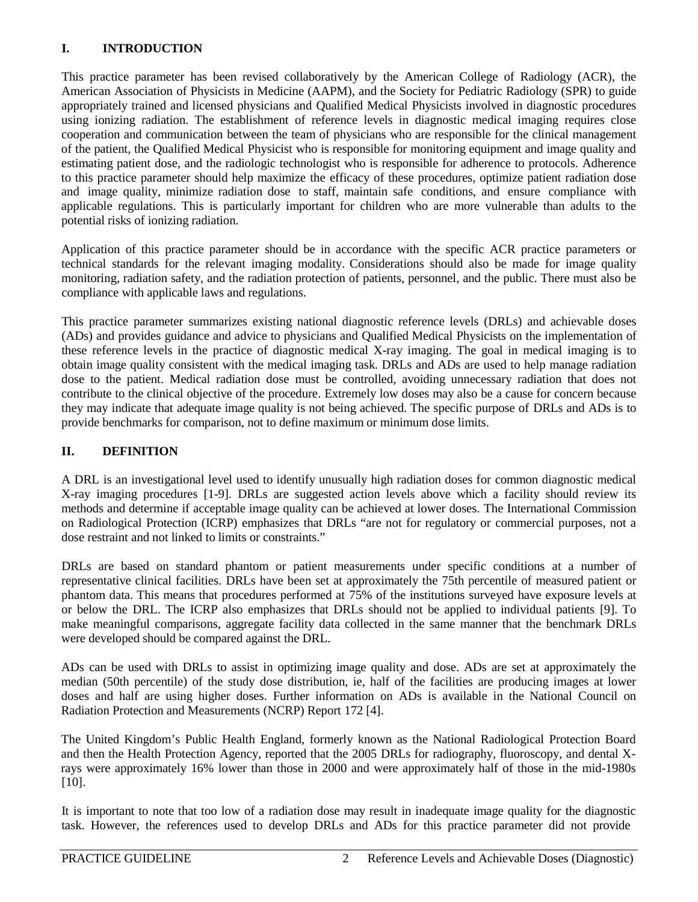## I. INTRODUCTION

This practice parameter has been revised collaboratively by the American College of Radiology (ACR), the American Association of Physicists in Medicine (AAPM), and the Society for Pediatric Radiology (SPR) to guide appropriately trained and licensed physicians and Qualified Medical Physicists involved in diagnostic procedures using ionizing radiation. The establishment of reference levels in diagnostic medical imaging requires close cooperation and communication between the team of physicians who are responsible for the clinical management of the patient, the Qualified Medical Physicist who is responsible for monitoring equipment and image quality and estimating patient dose, and the radiologic technologist who is responsible for adherence to protocols. Adherence to this practice parameter should help maximize the efficacy of these procedures, optimize patient radiation dose and image quality, minimize radiation dose to staff, maintain safe conditions, and ensure compliance with applicable regulations. This is particularly important for children who are more vulnerable than adults to the potential risks of ionizing radiation.

Application of this practice parameter should be in accordance with the specific ACR practice parameters or technical standards for the relevant imaging modality. Considerations should also be made for image quality monitoring, radiation safety, and the radiation protection of patients, personnel, and the public. There must also be compliance with applicable laws and regulations.

This practice parameter summarizes existing national diagnostic reference levels (DRLs) and achievable doses (ADs) and provides guidance and advice to physicians and Qualified Medical Physicists on the implementation of these reference levels in the practice of diagnostic medical X-ray imaging. The goal in medical imaging is to obtain image quality consistent with the medical imaging task. DRLs and ADs are used to help manage radiation dose to the patient. Medical radiation dose must be controlled, avoiding unnecessary radiation that does not contribute to the clinical objective of the procedure. Extremely low doses may also be a cause for concern because they may indicate that adequate image quality is not being achieved. The specific purpose of DRLs and ADs is to provide benchmarks for comparison, not to define maximum or minimum dose limits.

## II. DEFINITION

A DRL is an investigational level used to identify unusually high radiation doses for common diagnostic medical X-ray imaging procedures [1-9]. DRLs are suggested action levels above which a facility should review its methods and determine if acceptable image quality can be achieved at lower doses. The International Commission on Radiological Protection (ICRP) emphasizes that DRLs "are not for regulatory or commercial purposes, not a dose restraint and not linked to limits or constraints."

DRLs are based on standard phantom or patient measurements under specific conditions at a number of representative clinical facilities. DRLs have been set at approximately the 75th percentile of measured patient or phantom data. This means that procedures performed at 75% of the institutions surveyed have exposure levels at or below the DRL. The ICRP also emphasizes that DRLs should not be applied to individual patients [9]. To make meaningful comparisons, aggregate facility data collected in the same manner that the benchmark DRLs were developed should be compared against the DRL.

ADs can be used with DRLs to assist in optimizing image quality and dose. ADs are set at approximately the median (50th percentile) of the study dose distribution, ie, half of the facilities are producing images at lower doses and half are using higher doses. Further information on ADs is available in the National Council on Radiation Protection and Measurements (NCRP) Report 172 [4].

The United Kingdom's Public Health England, formerly known as the National Radiological Protection Board and then the Health Protection Agency, reported that the 2005 DRLs for radiography, fluoroscopy, and dental X-rays were approximately 16% lower than those in 2000 and were approximately half of those in the mid-1980s [10].

It is important to note that too low of a radiation dose may result in inadequate image quality for the diagnostic task. However, the references used to develop DRLs and ADs for this practice parameter did not provide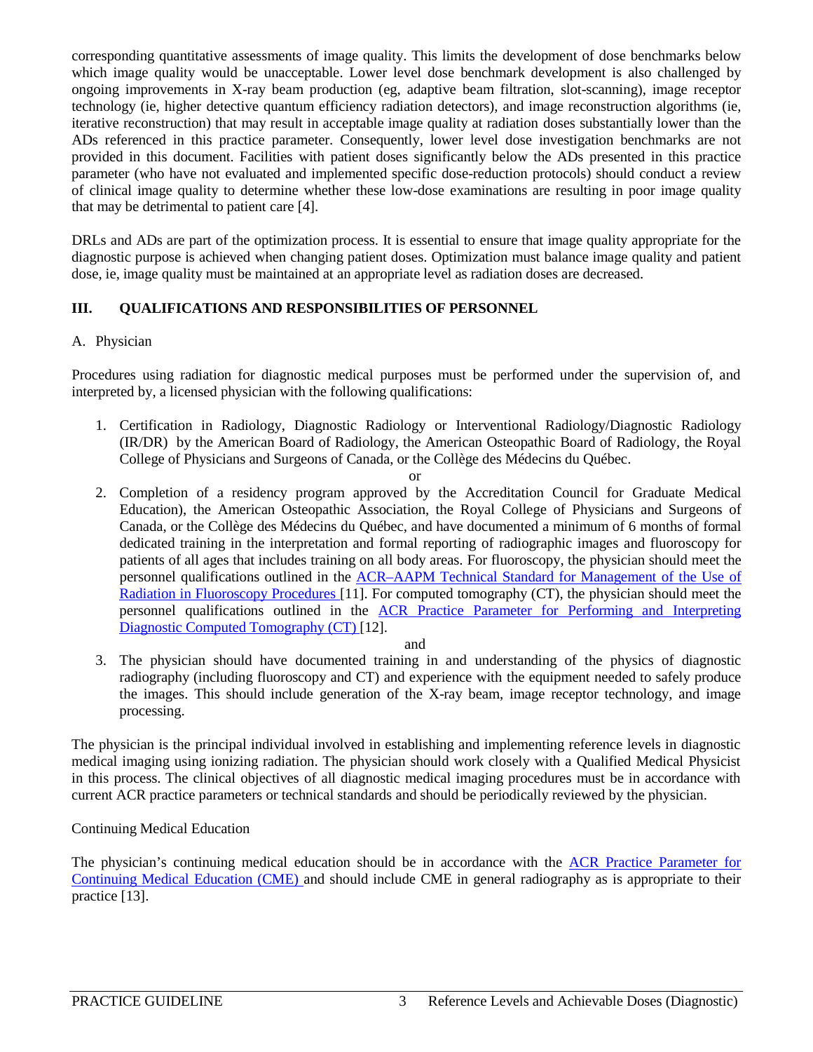corresponding quantitative assessments of image quality. This limits the development of dose benchmarks below which image quality would be unacceptable. Lower level dose benchmark development is also challenged by ongoing improvements in X-ray beam production (eg, adaptive beam filtration, slot-scanning), image receptor technology (ie, higher detective quantum efficiency radiation detectors), and image reconstruction algorithms (ie, iterative reconstruction) that may result in acceptable image quality at radiation doses substantially lower than the ADs referenced in this practice parameter. Consequently, lower level dose investigation benchmarks are not provided in this document. Facilities with patient doses significantly below the ADs presented in this practice parameter (who have not evaluated and implemented specific dose-reduction protocols) should conduct a review of clinical image quality to determine whether these low-dose examinations are resulting in poor image quality that may be detrimental to patient care [4].

DRLs and ADs are part of the optimization process. It is essential to ensure that image quality appropriate for the diagnostic purpose is achieved when changing patient doses. Optimization must balance image quality and patient dose, ie, image quality must be maintained at an appropriate level as radiation doses are decreased.

## III. QUALIFICATIONS AND RESPONSIBILITIES OF PERSONNEL

### A. Physician

Procedures using radiation for diagnostic medical purposes must be performed under the supervision of, and interpreted by, a licensed physician with the following qualifications:

1. Certification in Radiology, Diagnostic Radiology or Interventional Radiology/Diagnostic Radiology (IR/DR) by the American Board of Radiology, the American Osteopathic Board of Radiology, the Royal College of Physicians and Surgeons of Canada, or the Collège des Médecins du Québec.

   or

2. Completion of a residency program approved by the Accreditation Council for Graduate Medical Education), the American Osteopathic Association, the Royal College of Physicians and Surgeons of Canada, or the Collège des Médecins du Québec, and have documented a minimum of 6 months of formal dedicated training in the interpretation and formal reporting of radiographic images and fluoroscopy for patients of all ages that includes training on all body areas. For fluoroscopy, the physician should meet the personnel qualifications outlined in the ACR–AAPM Technical Standard for Management of the Use of Radiation in Fluoroscopy Procedures [11]. For computed tomography (CT), the physician should meet the personnel qualifications outlined in the ACR Practice Parameter for Performing and Interpreting Diagnostic Computed Tomography (CT) [12].

   and

3. The physician should have documented training in and understanding of the physics of diagnostic radiography (including fluoroscopy and CT) and experience with the equipment needed to safely produce the images. This should include generation of the X-ray beam, image receptor technology, and image processing.

The physician is the principal individual involved in establishing and implementing reference levels in diagnostic medical imaging using ionizing radiation. The physician should work closely with a Qualified Medical Physicist in this process. The clinical objectives of all diagnostic medical imaging procedures must be in accordance with current ACR practice parameters or technical standards and should be periodically reviewed by the physician.

Continuing Medical Education

The physician's continuing medical education should be in accordance with the ACR Practice Parameter for Continuing Medical Education (CME) and should include CME in general radiography as is appropriate to their practice [13].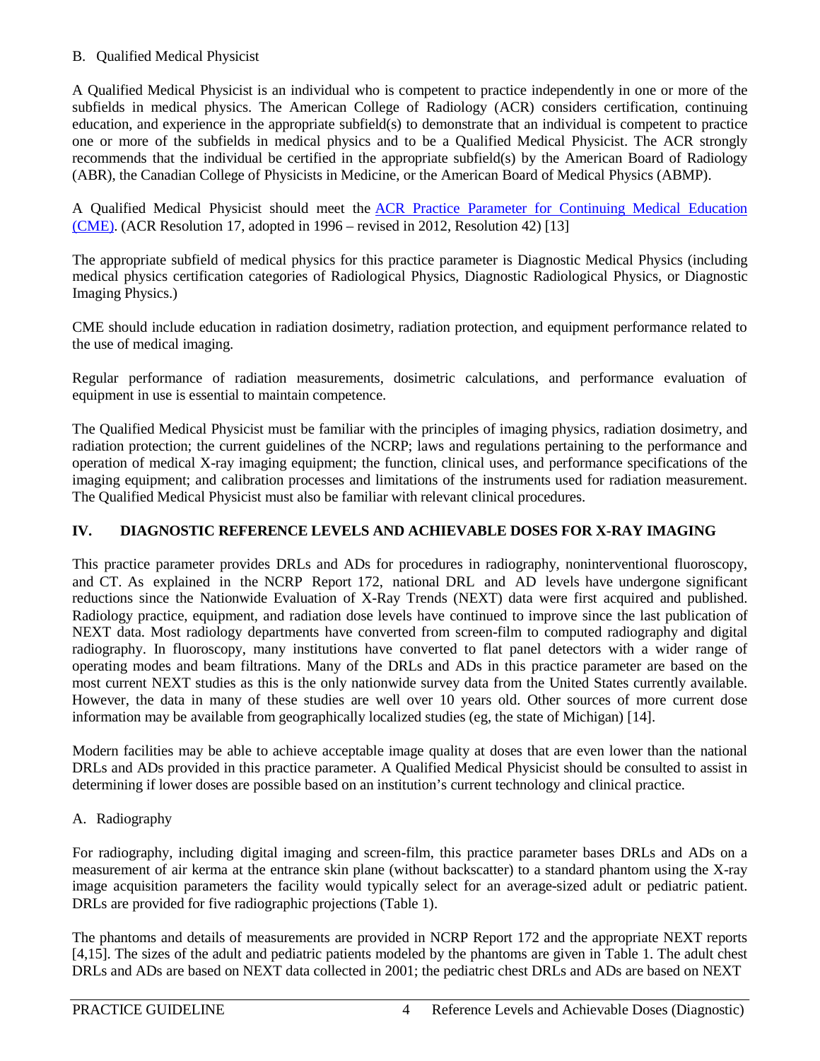B. Qualified Medical Physicist

A Qualified Medical Physicist is an individual who is competent to practice independently in one or more of the subfields in medical physics. The American College of Radiology (ACR) considers certification, continuing education, and experience in the appropriate subfield(s) to demonstrate that an individual is competent to practice one or more of the subfields in medical physics and to be a Qualified Medical Physicist. The ACR strongly recommends that the individual be certified in the appropriate subfield(s) by the American Board of Radiology (ABR), the Canadian College of Physicists in Medicine, or the American Board of Medical Physics (ABMP).

A Qualified Medical Physicist should meet the ACR Practice Parameter for Continuing Medical Education (CME). (ACR Resolution 17, adopted in 1996 – revised in 2012, Resolution 42) [13]

The appropriate subfield of medical physics for this practice parameter is Diagnostic Medical Physics (including medical physics certification categories of Radiological Physics, Diagnostic Radiological Physics, or Diagnostic Imaging Physics.)

CME should include education in radiation dosimetry, radiation protection, and equipment performance related to the use of medical imaging.

Regular performance of radiation measurements, dosimetric calculations, and performance evaluation of equipment in use is essential to maintain competence.

The Qualified Medical Physicist must be familiar with the principles of imaging physics, radiation dosimetry, and radiation protection; the current guidelines of the NCRP; laws and regulations pertaining to the performance and operation of medical X-ray imaging equipment; the function, clinical uses, and performance specifications of the imaging equipment; and calibration processes and limitations of the instruments used for radiation measurement. The Qualified Medical Physicist must also be familiar with relevant clinical procedures.

## IV. DIAGNOSTIC REFERENCE LEVELS AND ACHIEVABLE DOSES FOR X-RAY IMAGING

This practice parameter provides DRLs and ADs for procedures in radiography, noninterventional fluoroscopy, and CT. As explained in the NCRP Report 172, national DRL and AD levels have undergone significant reductions since the Nationwide Evaluation of X-Ray Trends (NEXT) data were first acquired and published. Radiology practice, equipment, and radiation dose levels have continued to improve since the last publication of NEXT data. Most radiology departments have converted from screen-film to computed radiography and digital radiography. In fluoroscopy, many institutions have converted to flat panel detectors with a wider range of operating modes and beam filtrations. Many of the DRLs and ADs in this practice parameter are based on the most current NEXT studies as this is the only nationwide survey data from the United States currently available. However, the data in many of these studies are well over 10 years old. Other sources of more current dose information may be available from geographically localized studies (eg, the state of Michigan) [14].

Modern facilities may be able to achieve acceptable image quality at doses that are even lower than the national DRLs and ADs provided in this practice parameter. A Qualified Medical Physicist should be consulted to assist in determining if lower doses are possible based on an institution's current technology and clinical practice.

A. Radiography

For radiography, including digital imaging and screen-film, this practice parameter bases DRLs and ADs on a measurement of air kerma at the entrance skin plane (without backscatter) to a standard phantom using the X-ray image acquisition parameters the facility would typically select for an average-sized adult or pediatric patient. DRLs are provided for five radiographic projections (Table 1).

The phantoms and details of measurements are provided in NCRP Report 172 and the appropriate NEXT reports [4,15]. The sizes of the adult and pediatric patients modeled by the phantoms are given in Table 1. The adult chest DRLs and ADs are based on NEXT data collected in 2001; the pediatric chest DRLs and ADs are based on NEXT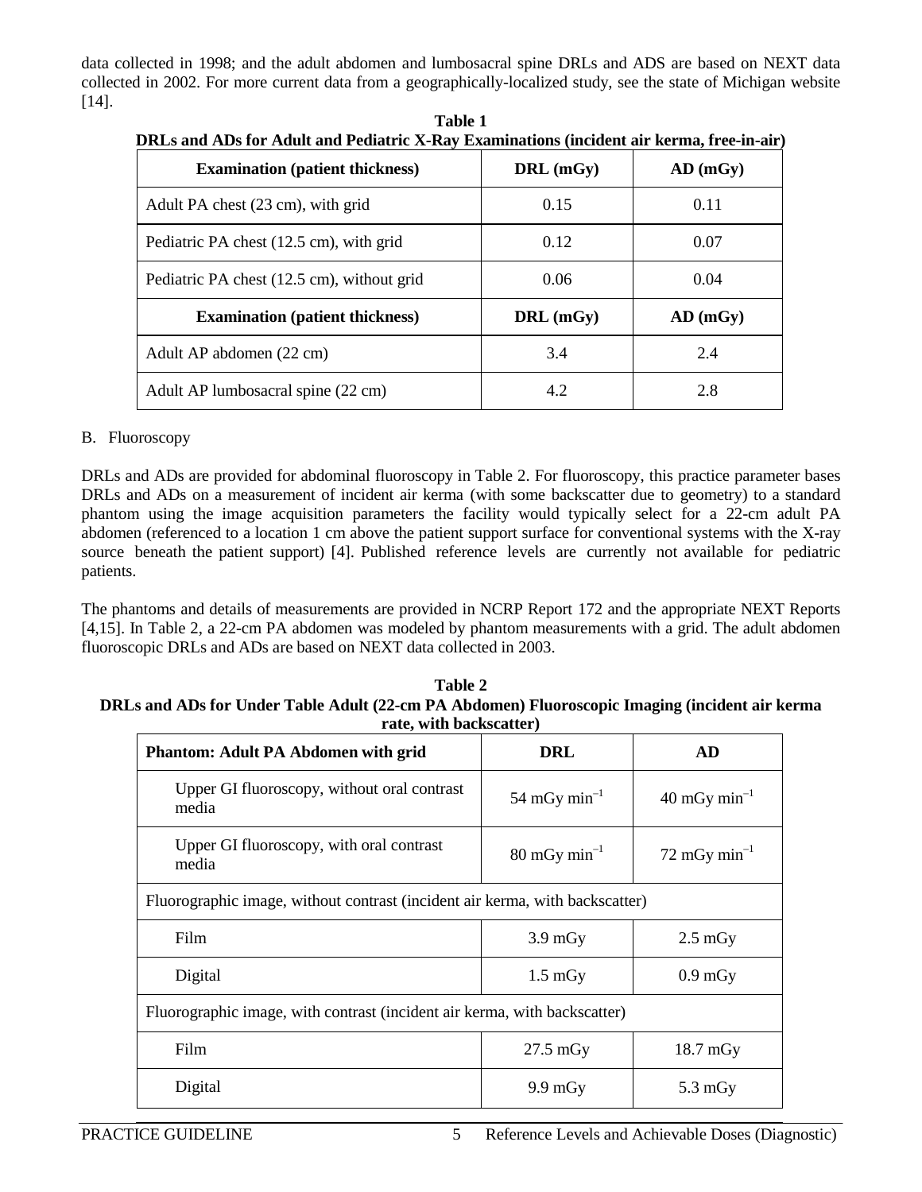data collected in 1998; and the adult abdomen and lumbosacral spine DRLs and ADS are based on NEXT data collected in 2002. For more current data from a geographically-localized study, see the state of Michigan website [14].

**Table 1**
**DRLs and ADs for Adult and Pediatric X-Ray Examinations (incident air kerma, free-in-air)**

| Examination (patient thickness) | DRL (mGy) | AD (mGy) |
|---|---|---|
| Adult PA chest (23 cm), with grid | 0.15 | 0.11 |
| Pediatric PA chest (12.5 cm), with grid | 0.12 | 0.07 |
| Pediatric PA chest (12.5 cm), without grid | 0.06 | 0.04 |
| **Examination (patient thickness)** | **DRL (mGy)** | **AD (mGy)** |
| Adult AP abdomen (22 cm) | 3.4 | 2.4 |
| Adult AP lumbosacral spine (22 cm) | 4.2 | 2.8 |

B. Fluoroscopy

DRLs and ADs are provided for abdominal fluoroscopy in Table 2. For fluoroscopy, this practice parameter bases DRLs and ADs on a measurement of incident air kerma (with some backscatter due to geometry) to a standard phantom using the image acquisition parameters the facility would typically select for a 22-cm adult PA abdomen (referenced to a location 1 cm above the patient support surface for conventional systems with the X-ray source beneath the patient support) [4]. Published reference levels are currently not available for pediatric patients.

The phantoms and details of measurements are provided in NCRP Report 172 and the appropriate NEXT Reports [4,15]. In Table 2, a 22-cm PA abdomen was modeled by phantom measurements with a grid. The adult abdomen fluoroscopic DRLs and ADs are based on NEXT data collected in 2003.

**Table 2**
**DRLs and ADs for Under Table Adult (22-cm PA Abdomen) Fluoroscopic Imaging (incident air kerma rate, with backscatter)**

| Phantom: Adult PA Abdomen with grid | DRL | AD |
|---|---|---|
| Upper GI fluoroscopy, without oral contrast media | 54 mGy $min^{-1}$ | 40 mGy $min^{-1}$ |
| Upper GI fluoroscopy, with oral contrast media | 80 mGy $min^{-1}$ | 72 mGy $min^{-1}$ |
| Fluorographic image, without contrast (incident air kerma, with backscatter) | | |
| Film | 3.9 mGy | 2.5 mGy |
| Digital | 1.5 mGy | 0.9 mGy |
| Fluorographic image, with contrast (incident air kerma, with backscatter) | | |
| Film | 27.5 mGy | 18.7 mGy |
| Digital | 9.9 mGy | 5.3 mGy |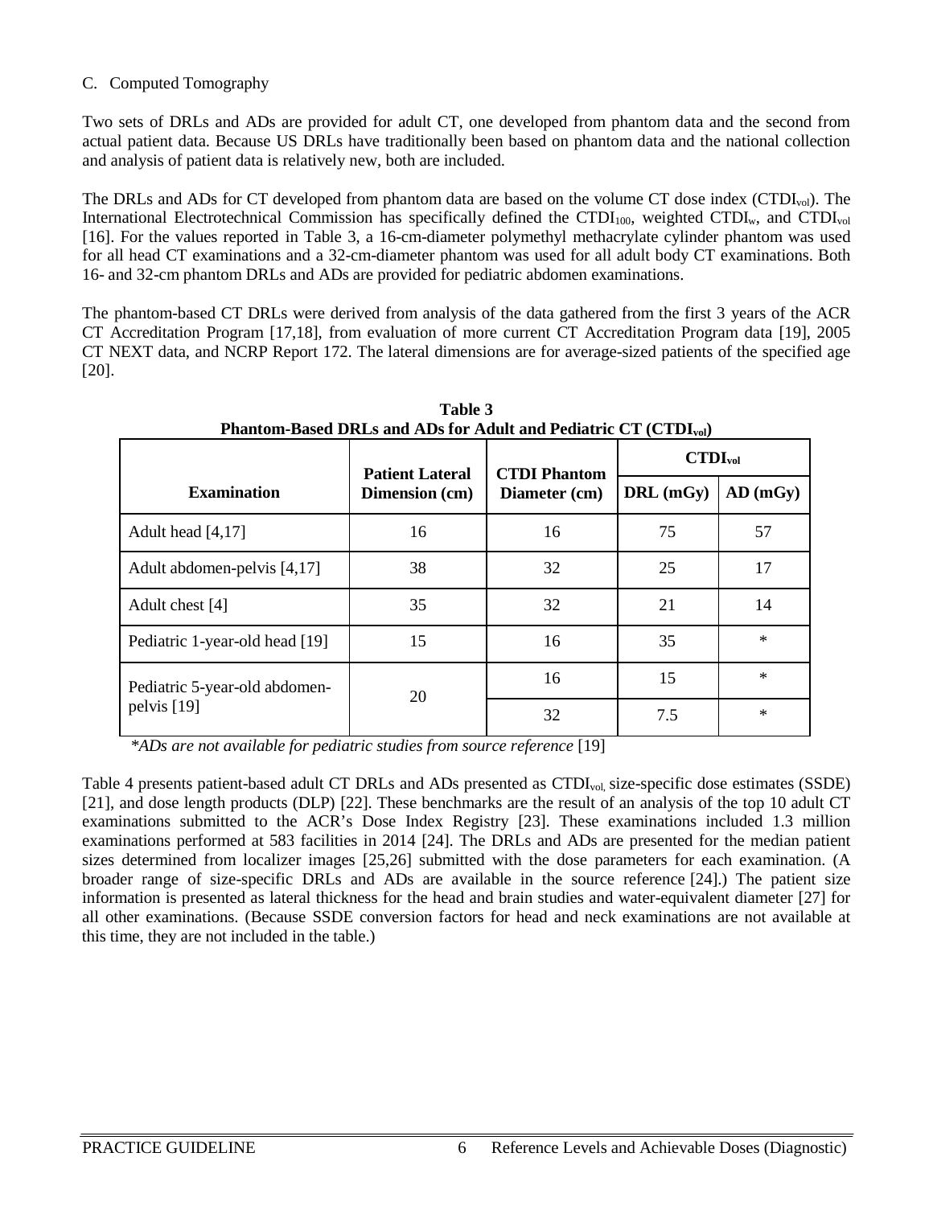C. Computed Tomography

Two sets of DRLs and ADs are provided for adult CT, one developed from phantom data and the second from actual patient data. Because US DRLs have traditionally been based on phantom data and the national collection and analysis of patient data is relatively new, both are included.

The DRLs and ADs for CT developed from phantom data are based on the volume CT dose index ($CTDI_{vol}$). The International Electrotechnical Commission has specifically defined the $CTDI_{100}$, weighted $CTDI_w$, and $CTDI_{vol}$ [16]. For the values reported in Table 3, a 16-cm-diameter polymethyl methacrylate cylinder phantom was used for all head CT examinations and a 32-cm-diameter phantom was used for all adult body CT examinations. Both 16- and 32-cm phantom DRLs and ADs are provided for pediatric abdomen examinations.

The phantom-based CT DRLs were derived from analysis of the data gathered from the first 3 years of the ACR CT Accreditation Program [17,18], from evaluation of more current CT Accreditation Program data [19], 2005 CT NEXT data, and NCRP Report 172. The lateral dimensions are for average-sized patients of the specified age [20].

**Table 3**
**Phantom-Based DRLs and ADs for Adult and Pediatric CT ($CTDI_{vol}$)**

| Examination | Patient Lateral Dimension (cm) | CTDI Phantom Diameter (cm) | $CTDI_{vol}$ | |
|---|---|---|---|---|
| | | | DRL (mGy) | AD (mGy) |
| Adult head [4,17] | 16 | 16 | 75 | 57 |
| Adult abdomen-pelvis [4,17] | 38 | 32 | 25 | 17 |
| Adult chest [4] | 35 | 32 | 21 | 14 |
| Pediatric 1-year-old head [19] | 15 | 16 | 35 | * |
| Pediatric 5-year-old abdomen-pelvis [19] | 20 | 16 | 15 | * |
| | | 32 | 7.5 | * |

*\*ADs are not available for pediatric studies from source reference* [19]

Table 4 presents patient-based adult CT DRLs and ADs presented as $CTDI_{vol}$, size-specific dose estimates (SSDE) [21], and dose length products (DLP) [22]. These benchmarks are the result of an analysis of the top 10 adult CT examinations submitted to the ACR's Dose Index Registry [23]. These examinations included 1.3 million examinations performed at 583 facilities in 2014 [24]. The DRLs and ADs are presented for the median patient sizes determined from localizer images [25,26] submitted with the dose parameters for each examination. (A broader range of size-specific DRLs and ADs are available in the source reference [24].) The patient size information is presented as lateral thickness for the head and brain studies and water-equivalent diameter [27] for all other examinations. (Because SSDE conversion factors for head and neck examinations are not available at this time, they are not included in the table.)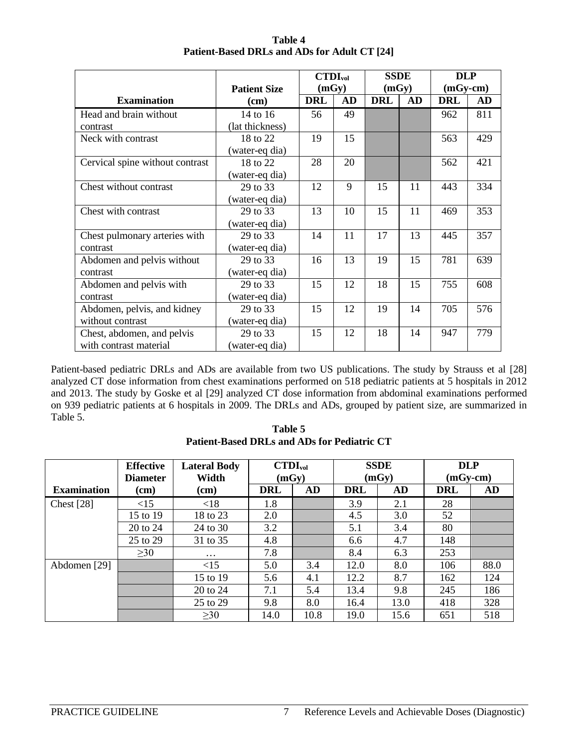**Table 4**
**Patient-Based DRLs and ADs for Adult CT [24]**

| Examination | Patient Size (cm) | $CTDI_{vol}$ (mGy) | | SSDE (mGy) | | DLP (mGy-cm) | |
|---|---|---|---|---|---|---|---|
| | | DRL | AD | DRL | AD | DRL | AD |
| Head and brain without contrast | 14 to 16 (lat thickness) | 56 | 49 | | | 962 | 811 |
| Neck with contrast | 18 to 22 (water-eq dia) | 19 | 15 | | | 563 | 429 |
| Cervical spine without contrast | 18 to 22 (water-eq dia) | 28 | 20 | | | 562 | 421 |
| Chest without contrast | 29 to 33 (water-eq dia) | 12 | 9 | 15 | 11 | 443 | 334 |
| Chest with contrast | 29 to 33 (water-eq dia) | 13 | 10 | 15 | 11 | 469 | 353 |
| Chest pulmonary arteries with contrast | 29 to 33 (water-eq dia) | 14 | 11 | 17 | 13 | 445 | 357 |
| Abdomen and pelvis without contrast | 29 to 33 (water-eq dia) | 16 | 13 | 19 | 15 | 781 | 639 |
| Abdomen and pelvis with contrast | 29 to 33 (water-eq dia) | 15 | 12 | 18 | 15 | 755 | 608 |
| Abdomen, pelvis, and kidney without contrast | 29 to 33 (water-eq dia) | 15 | 12 | 19 | 14 | 705 | 576 |
| Chest, abdomen, and pelvis with contrast material | 29 to 33 (water-eq dia) | 15 | 12 | 18 | 14 | 947 | 779 |

Patient-based pediatric DRLs and ADs are available from two US publications. The study by Strauss et al [28] analyzed CT dose information from chest examinations performed on 518 pediatric patients at 5 hospitals in 2012 and 2013. The study by Goske et al [29] analyzed CT dose information from abdominal examinations performed on 939 pediatric patients at 6 hospitals in 2009. The DRLs and ADs, grouped by patient size, are summarized in Table 5.

**Table 5**
**Patient-Based DRLs and ADs for Pediatric CT**

| Examination | Effective Diameter (cm) | Lateral Body Width (cm) | $CTDI_{vol}$ (mGy) | | SSDE (mGy) | | DLP (mGy-cm) | |
|---|---|---|---|---|---|---|---|---|
| | | | DRL | AD | DRL | AD | DRL | AD |
| Chest [28] | <15 | <18 | 1.8 | | 3.9 | 2.1 | 28 | |
| | 15 to 19 | 18 to 23 | 2.0 | | 4.5 | 3.0 | 52 | |
| | 20 to 24 | 24 to 30 | 3.2 | | 5.1 | 3.4 | 80 | |
| | 25 to 29 | 31 to 35 | 4.8 | | 6.6 | 4.7 | 148 | |
| | ≥30 | … | 7.8 | | 8.4 | 6.3 | 253 | |
| Abdomen [29] | | <15 | 5.0 | 3.4 | 12.0 | 8.0 | 106 | 88.0 |
| | | 15 to 19 | 5.6 | 4.1 | 12.2 | 8.7 | 162 | 124 |
| | | 20 to 24 | 7.1 | 5.4 | 13.4 | 9.8 | 245 | 186 |
| | | 25 to 29 | 9.8 | 8.0 | 16.4 | 13.0 | 418 | 328 |
| | | ≥30 | 14.0 | 10.8 | 19.0 | 15.6 | 651 | 518 |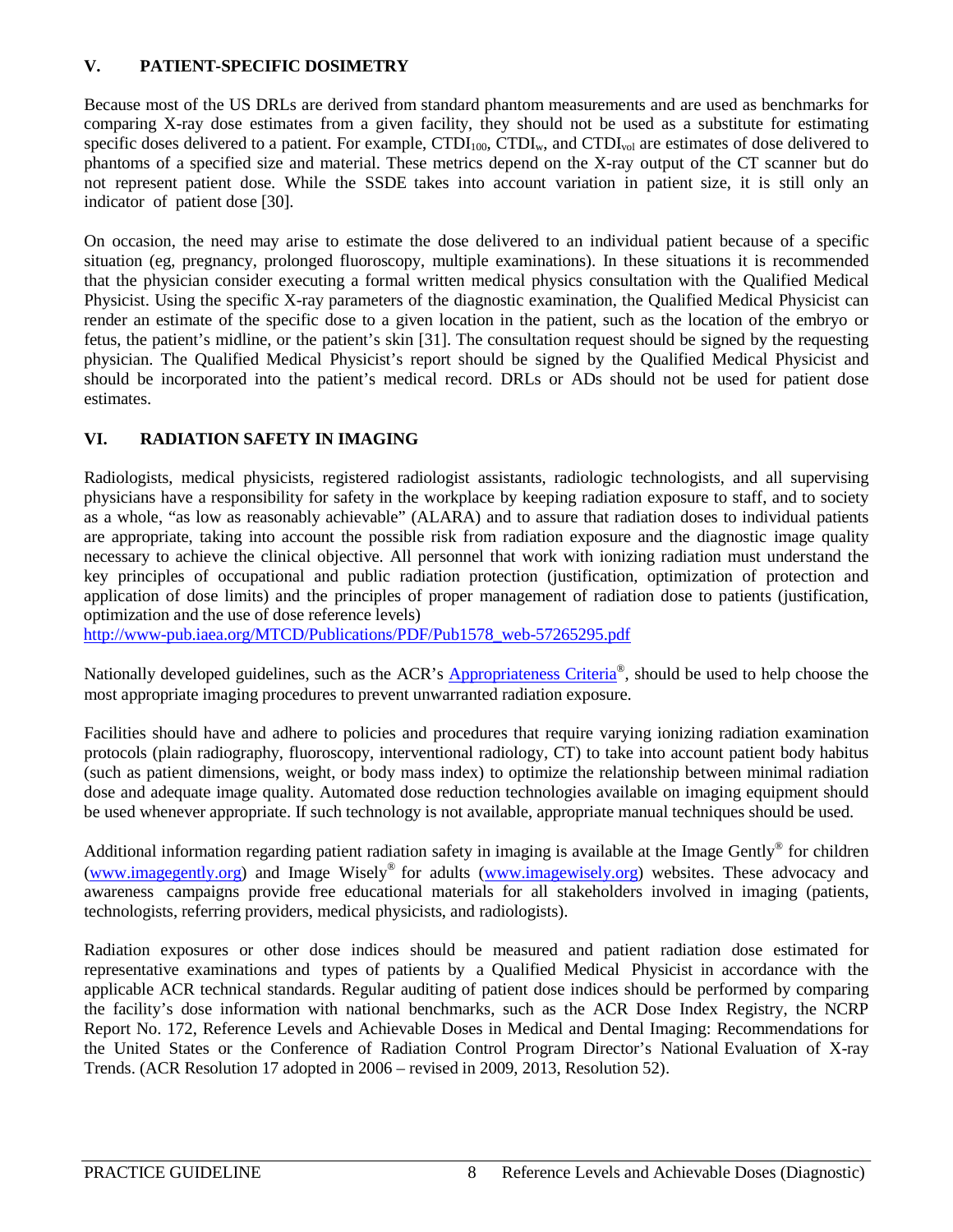## V. PATIENT-SPECIFIC DOSIMETRY

Because most of the US DRLs are derived from standard phantom measurements and are used as benchmarks for comparing X-ray dose estimates from a given facility, they should not be used as a substitute for estimating specific doses delivered to a patient. For example, $CTDI_{100}$, $CTDI_w$, and $CTDI_{vol}$ are estimates of dose delivered to phantoms of a specified size and material. These metrics depend on the X-ray output of the CT scanner but do not represent patient dose. While the SSDE takes into account variation in patient size, it is still only an indicator of patient dose [30].

On occasion, the need may arise to estimate the dose delivered to an individual patient because of a specific situation (eg, pregnancy, prolonged fluoroscopy, multiple examinations). In these situations it is recommended that the physician consider executing a formal written medical physics consultation with the Qualified Medical Physicist. Using the specific X-ray parameters of the diagnostic examination, the Qualified Medical Physicist can render an estimate of the specific dose to a given location in the patient, such as the location of the embryo or fetus, the patient's midline, or the patient's skin [31]. The consultation request should be signed by the requesting physician. The Qualified Medical Physicist's report should be signed by the Qualified Medical Physicist and should be incorporated into the patient's medical record. DRLs or ADs should not be used for patient dose estimates.

## VI. RADIATION SAFETY IN IMAGING

Radiologists, medical physicists, registered radiologist assistants, radiologic technologists, and all supervising physicians have a responsibility for safety in the workplace by keeping radiation exposure to staff, and to society as a whole, "as low as reasonably achievable" (ALARA) and to assure that radiation doses to individual patients are appropriate, taking into account the possible risk from radiation exposure and the diagnostic image quality necessary to achieve the clinical objective. All personnel that work with ionizing radiation must understand the key principles of occupational and public radiation protection (justification, optimization of protection and application of dose limits) and the principles of proper management of radiation dose to patients (justification, optimization and the use of dose reference levels)
http://www-pub.iaea.org/MTCD/Publications/PDF/Pub1578_web-57265295.pdf

Nationally developed guidelines, such as the ACR's Appropriateness Criteria®, should be used to help choose the most appropriate imaging procedures to prevent unwarranted radiation exposure.

Facilities should have and adhere to policies and procedures that require varying ionizing radiation examination protocols (plain radiography, fluoroscopy, interventional radiology, CT) to take into account patient body habitus (such as patient dimensions, weight, or body mass index) to optimize the relationship between minimal radiation dose and adequate image quality. Automated dose reduction technologies available on imaging equipment should be used whenever appropriate. If such technology is not available, appropriate manual techniques should be used.

Additional information regarding patient radiation safety in imaging is available at the Image Gently® for children (www.imagegently.org) and Image Wisely® for adults (www.imagewisely.org) websites. These advocacy and awareness campaigns provide free educational materials for all stakeholders involved in imaging (patients, technologists, referring providers, medical physicists, and radiologists).

Radiation exposures or other dose indices should be measured and patient radiation dose estimated for representative examinations and types of patients by a Qualified Medical Physicist in accordance with the applicable ACR technical standards. Regular auditing of patient dose indices should be performed by comparing the facility's dose information with national benchmarks, such as the ACR Dose Index Registry, the NCRP Report No. 172, Reference Levels and Achievable Doses in Medical and Dental Imaging: Recommendations for the United States or the Conference of Radiation Control Program Director's National Evaluation of X-ray Trends. (ACR Resolution 17 adopted in 2006 – revised in 2009, 2013, Resolution 52).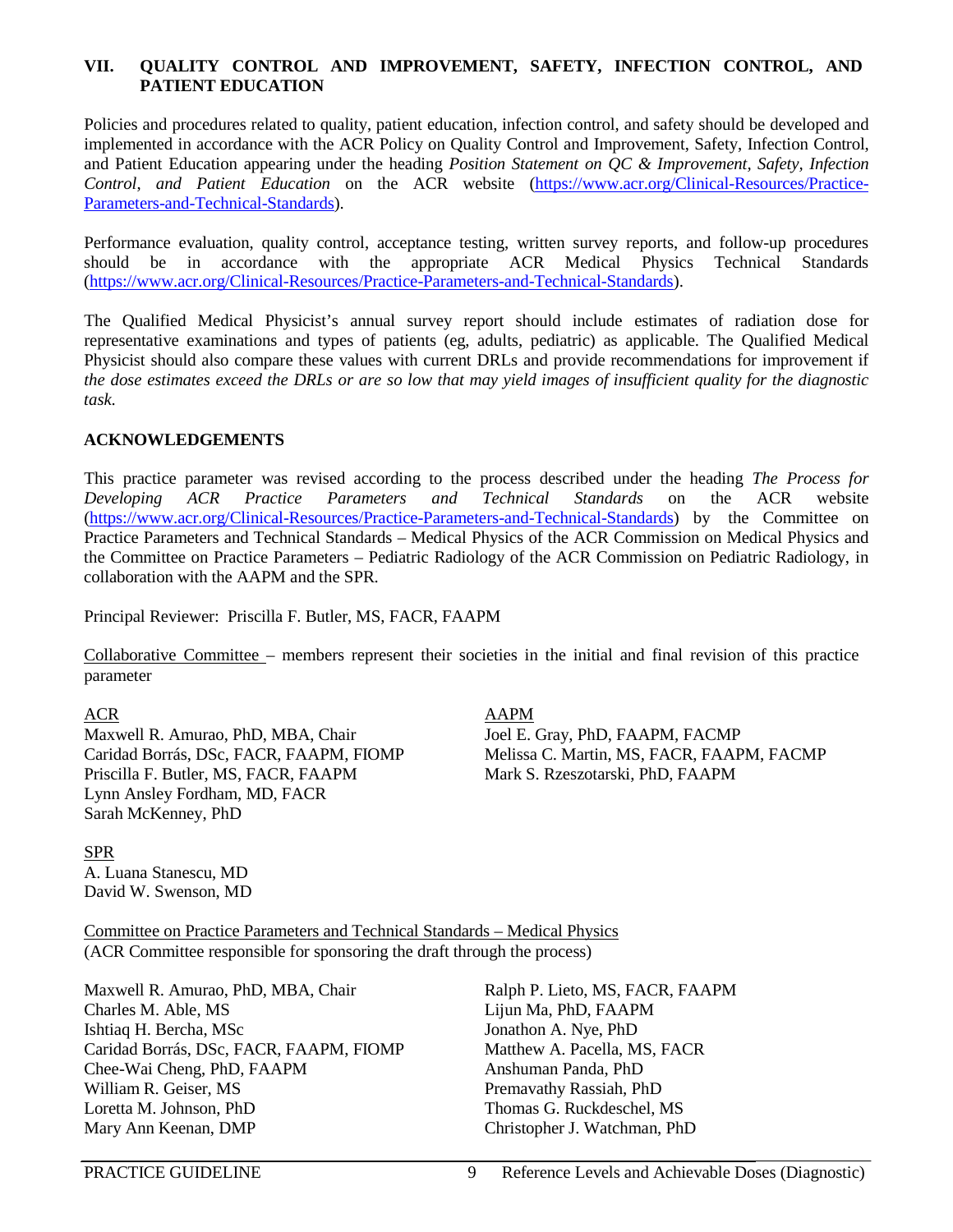## VII. QUALITY CONTROL AND IMPROVEMENT, SAFETY, INFECTION CONTROL, AND PATIENT EDUCATION

Policies and procedures related to quality, patient education, infection control, and safety should be developed and implemented in accordance with the ACR Policy on Quality Control and Improvement, Safety, Infection Control, and Patient Education appearing under the heading *Position Statement on QC & Improvement, Safety, Infection Control, and Patient Education* on the ACR website (https://www.acr.org/Clinical-Resources/Practice-Parameters-and-Technical-Standards).

Performance evaluation, quality control, acceptance testing, written survey reports, and follow-up procedures should be in accordance with the appropriate ACR Medical Physics Technical Standards (https://www.acr.org/Clinical-Resources/Practice-Parameters-and-Technical-Standards).

The Qualified Medical Physicist's annual survey report should include estimates of radiation dose for representative examinations and types of patients (eg, adults, pediatric) as applicable. The Qualified Medical Physicist should also compare these values with current DRLs and provide recommendations for improvement if *the dose estimates exceed the DRLs or are so low that may yield images of insufficient quality for the diagnostic task.*

## ACKNOWLEDGEMENTS

This practice parameter was revised according to the process described under the heading *The Process for Developing ACR Practice Parameters and Technical Standards* on the ACR website (https://www.acr.org/Clinical-Resources/Practice-Parameters-and-Technical-Standards) by the Committee on Practice Parameters and Technical Standards – Medical Physics of the ACR Commission on Medical Physics and the Committee on Practice Parameters – Pediatric Radiology of the ACR Commission on Pediatric Radiology, in collaboration with the AAPM and the SPR.

Principal Reviewer: Priscilla F. Butler, MS, FACR, FAAPM

Collaborative Committee – members represent their societies in the initial and final revision of this practice parameter

ACR
Maxwell R. Amurao, PhD, MBA, Chair
Caridad Borrás, DSc, FACR, FAAPM, FIOMP
Priscilla F. Butler, MS, FACR, FAAPM
Lynn Ansley Fordham, MD, FACR
Sarah McKenney, PhD

AAPM
Joel E. Gray, PhD, FAAPM, FACMP
Melissa C. Martin, MS, FACR, FAAPM, FACMP
Mark S. Rzeszotarski, PhD, FAAPM

SPR
A. Luana Stanescu, MD
David W. Swenson, MD

Committee on Practice Parameters and Technical Standards – Medical Physics
(ACR Committee responsible for sponsoring the draft through the process)

Maxwell R. Amurao, PhD, MBA, Chair
Charles M. Able, MS
Ishtiaq H. Bercha, MSc
Caridad Borrás, DSc, FACR, FAAPM, FIOMP
Chee-Wai Cheng, PhD, FAAPM
William R. Geiser, MS
Loretta M. Johnson, PhD
Mary Ann Keenan, DMP
Ralph P. Lieto, MS, FACR, FAAPM
Lijun Ma, PhD, FAAPM
Jonathon A. Nye, PhD
Matthew A. Pacella, MS, FACR
Anshuman Panda, PhD
Premavathy Rassiah, PhD
Thomas G. Ruckdeschel, MS
Christopher J. Watchman, PhD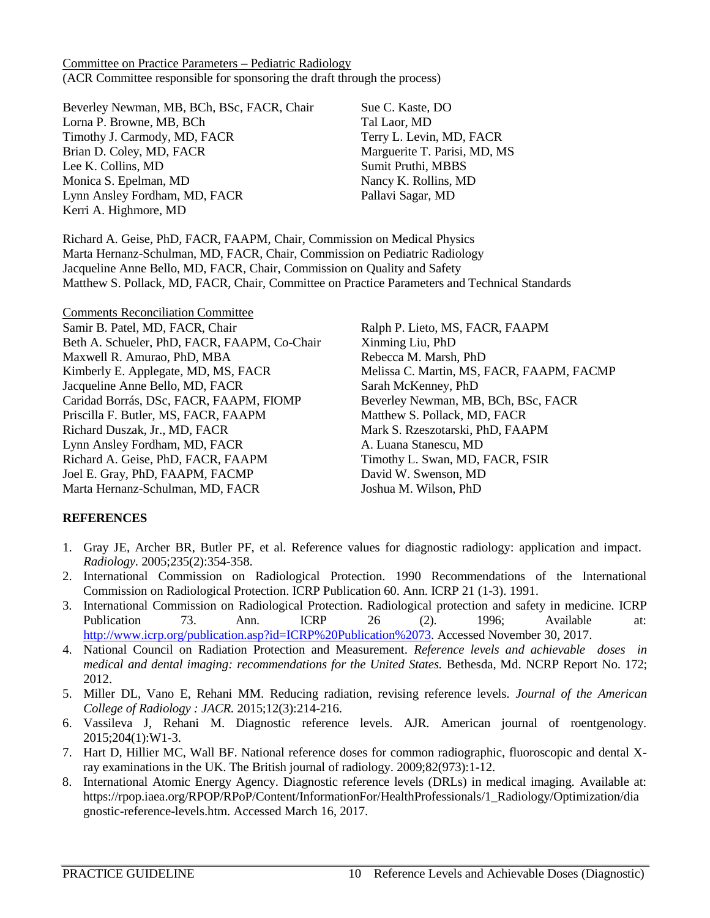Committee on Practice Parameters – Pediatric Radiology
(ACR Committee responsible for sponsoring the draft through the process)

Beverley Newman, MB, BCh, BSc, FACR, Chair
Lorna P. Browne, MB, BCh
Timothy J. Carmody, MD, FACR
Brian D. Coley, MD, FACR
Lee K. Collins, MD
Monica S. Epelman, MD
Lynn Ansley Fordham, MD, FACR
Kerri A. Highmore, MD
Sue C. Kaste, DO
Tal Laor, MD
Terry L. Levin, MD, FACR
Marguerite T. Parisi, MD, MS
Sumit Pruthi, MBBS
Nancy K. Rollins, MD
Pallavi Sagar, MD

Richard A. Geise, PhD, FACR, FAAPM, Chair, Commission on Medical Physics
Marta Hernanz-Schulman, MD, FACR, Chair, Commission on Pediatric Radiology
Jacqueline Anne Bello, MD, FACR, Chair, Commission on Quality and Safety
Matthew S. Pollack, MD, FACR, Chair, Committee on Practice Parameters and Technical Standards

Comments Reconciliation Committee

Samir B. Patel, MD, FACR, Chair
Beth A. Schueler, PhD, FACR, FAAPM, Co-Chair
Maxwell R. Amurao, PhD, MBA
Kimberly E. Applegate, MD, MS, FACR
Jacqueline Anne Bello, MD, FACR
Caridad Borrás, DSc, FACR, FAAPM, FIOMP
Priscilla F. Butler, MS, FACR, FAAPM
Richard Duszak, Jr., MD, FACR
Lynn Ansley Fordham, MD, FACR
Richard A. Geise, PhD, FACR, FAAPM
Joel E. Gray, PhD, FAAPM, FACMP
Marta Hernanz-Schulman, MD, FACR
Ralph P. Lieto, MS, FACR, FAAPM
Xinming Liu, PhD
Rebecca M. Marsh, PhD
Melissa C. Martin, MS, FACR, FAAPM, FACMP
Sarah McKenney, PhD
Beverley Newman, MB, BCh, BSc, FACR
Matthew S. Pollack, MD, FACR
Mark S. Rzeszotarski, PhD, FAAPM
A. Luana Stanescu, MD
Timothy L. Swan, MD, FACR, FSIR
David W. Swenson, MD
Joshua M. Wilson, PhD

## REFERENCES

1. Gray JE, Archer BR, Butler PF, et al. Reference values for diagnostic radiology: application and impact. *Radiology*. 2005;235(2):354-358.
2. International Commission on Radiological Protection. 1990 Recommendations of the International Commission on Radiological Protection. ICRP Publication 60. Ann. ICRP 21 (1-3). 1991.
3. International Commission on Radiological Protection. Radiological protection and safety in medicine. ICRP Publication 73. Ann. ICRP 26 (2). 1996; Available at: http://www.icrp.org/publication.asp?id=ICRP%20Publication%2073. Accessed November 30, 2017.
4. National Council on Radiation Protection and Measurement. *Reference levels and achievable doses in medical and dental imaging: recommendations for the United States.* Bethesda, Md. NCRP Report No. 172; 2012.
5. Miller DL, Vano E, Rehani MM. Reducing radiation, revising reference levels. *Journal of the American College of Radiology : JACR.* 2015;12(3):214-216.
6. Vassileva J, Rehani M. Diagnostic reference levels. AJR. American journal of roentgenology. 2015;204(1):W1-3.
7. Hart D, Hillier MC, Wall BF. National reference doses for common radiographic, fluoroscopic and dental X-ray examinations in the UK. The British journal of radiology. 2009;82(973):1-12.
8. International Atomic Energy Agency. Diagnostic reference levels (DRLs) in medical imaging. Available at: https://rpop.iaea.org/RPOP/RPoP/Content/InformationFor/HealthProfessionals/1_Radiology/Optimization/diagnostic-reference-levels.htm. Accessed March 16, 2017.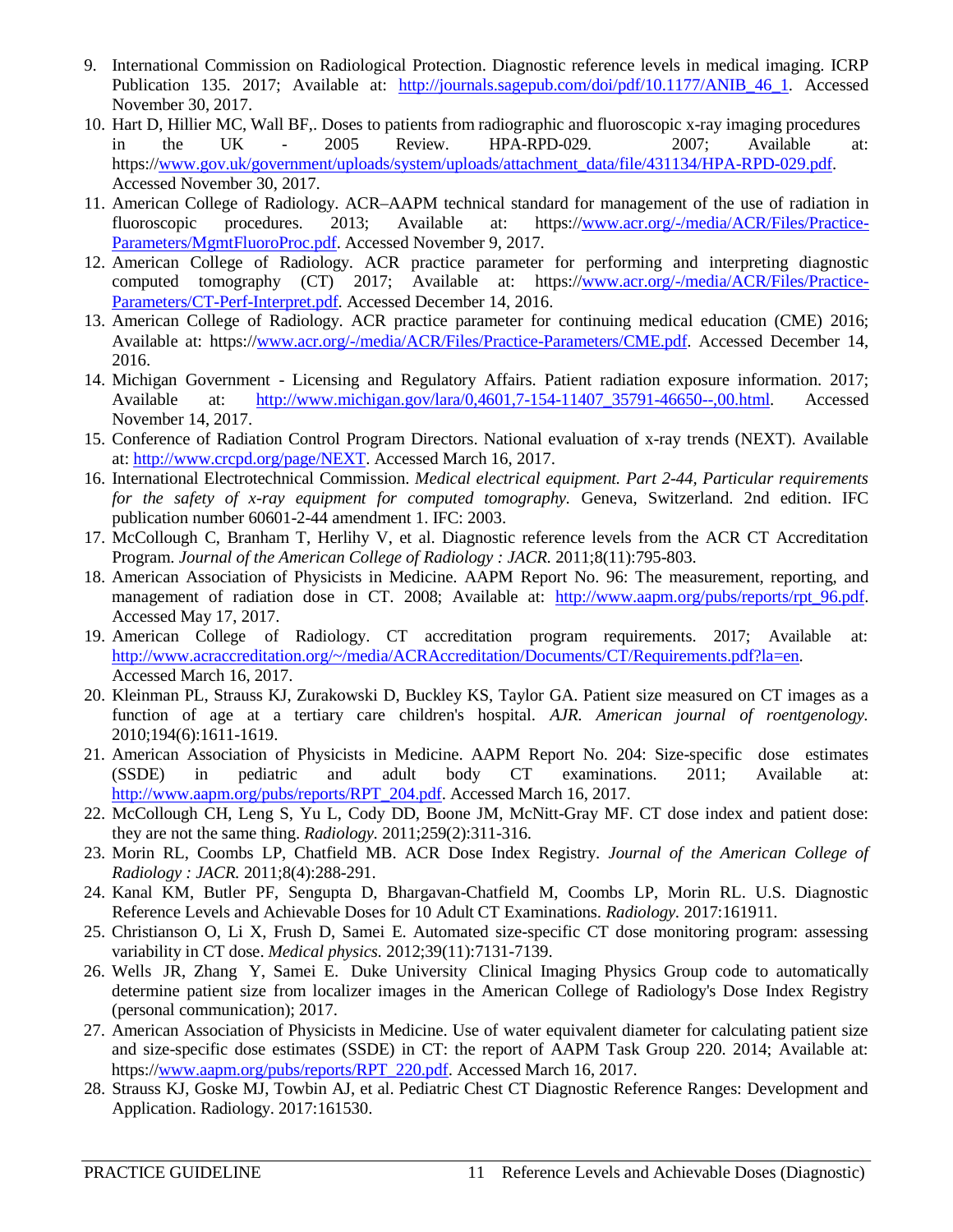9. International Commission on Radiological Protection. Diagnostic reference levels in medical imaging. ICRP Publication 135. 2017; Available at: http://journals.sagepub.com/doi/pdf/10.1177/ANIB_46_1. Accessed November 30, 2017.
10. Hart D, Hillier MC, Wall BF,. Doses to patients from radiographic and fluoroscopic x-ray imaging procedures in the UK - 2005 Review. HPA-RPD-029. 2007; Available at: https://www.gov.uk/government/uploads/system/uploads/attachment_data/file/431134/HPA-RPD-029.pdf. Accessed November 30, 2017.
11. American College of Radiology. ACR–AAPM technical standard for management of the use of radiation in fluoroscopic procedures. 2013; Available at: https://www.acr.org/-/media/ACR/Files/Practice-Parameters/MgmtFluoroProc.pdf. Accessed November 9, 2017.
12. American College of Radiology. ACR practice parameter for performing and interpreting diagnostic computed tomography (CT) 2017; Available at: https://www.acr.org/-/media/ACR/Files/Practice-Parameters/CT-Perf-Interpret.pdf. Accessed December 14, 2016.
13. American College of Radiology. ACR practice parameter for continuing medical education (CME) 2016; Available at: https://www.acr.org/-/media/ACR/Files/Practice-Parameters/CME.pdf. Accessed December 14, 2016.
14. Michigan Government - Licensing and Regulatory Affairs. Patient radiation exposure information. 2017; Available at: http://www.michigan.gov/lara/0,4601,7-154-11407_35791-46650--,00.html. Accessed November 14, 2017.
15. Conference of Radiation Control Program Directors. National evaluation of x-ray trends (NEXT). Available at: http://www.crcpd.org/page/NEXT. Accessed March 16, 2017.
16. International Electrotechnical Commission. *Medical electrical equipment. Part 2-44, Particular requirements for the safety of x-ray equipment for computed tomography.* Geneva, Switzerland. 2nd edition. IFC publication number 60601-2-44 amendment 1. IFC: 2003.
17. McCollough C, Branham T, Herlihy V, et al. Diagnostic reference levels from the ACR CT Accreditation Program. *Journal of the American College of Radiology : JACR.* 2011;8(11):795-803.
18. American Association of Physicists in Medicine. AAPM Report No. 96: The measurement, reporting, and management of radiation dose in CT. 2008; Available at: http://www.aapm.org/pubs/reports/rpt_96.pdf. Accessed May 17, 2017.
19. American College of Radiology. CT accreditation program requirements. 2017; Available at: http://www.acraccreditation.org/~/media/ACRAccreditation/Documents/CT/Requirements.pdf?la=en. Accessed March 16, 2017.
20. Kleinman PL, Strauss KJ, Zurakowski D, Buckley KS, Taylor GA. Patient size measured on CT images as a function of age at a tertiary care children's hospital. *AJR. American journal of roentgenology.* 2010;194(6):1611-1619.
21. American Association of Physicists in Medicine. AAPM Report No. 204: Size-specific dose estimates (SSDE) in pediatric and adult body CT examinations. 2011; Available at: http://www.aapm.org/pubs/reports/RPT_204.pdf. Accessed March 16, 2017.
22. McCollough CH, Leng S, Yu L, Cody DD, Boone JM, McNitt-Gray MF. CT dose index and patient dose: they are not the same thing. *Radiology.* 2011;259(2):311-316.
23. Morin RL, Coombs LP, Chatfield MB. ACR Dose Index Registry. *Journal of the American College of Radiology : JACR.* 2011;8(4):288-291.
24. Kanal KM, Butler PF, Sengupta D, Bhargavan-Chatfield M, Coombs LP, Morin RL. U.S. Diagnostic Reference Levels and Achievable Doses for 10 Adult CT Examinations. *Radiology.* 2017:161911.
25. Christianson O, Li X, Frush D, Samei E. Automated size-specific CT dose monitoring program: assessing variability in CT dose. *Medical physics.* 2012;39(11):7131-7139.
26. Wells JR, Zhang Y, Samei E. Duke University Clinical Imaging Physics Group code to automatically determine patient size from localizer images in the American College of Radiology's Dose Index Registry (personal communication); 2017.
27. American Association of Physicists in Medicine. Use of water equivalent diameter for calculating patient size and size-specific dose estimates (SSDE) in CT: the report of AAPM Task Group 220. 2014; Available at: https://www.aapm.org/pubs/reports/RPT_220.pdf. Accessed March 16, 2017.
28. Strauss KJ, Goske MJ, Towbin AJ, et al. Pediatric Chest CT Diagnostic Reference Ranges: Development and Application. Radiology. 2017:161530.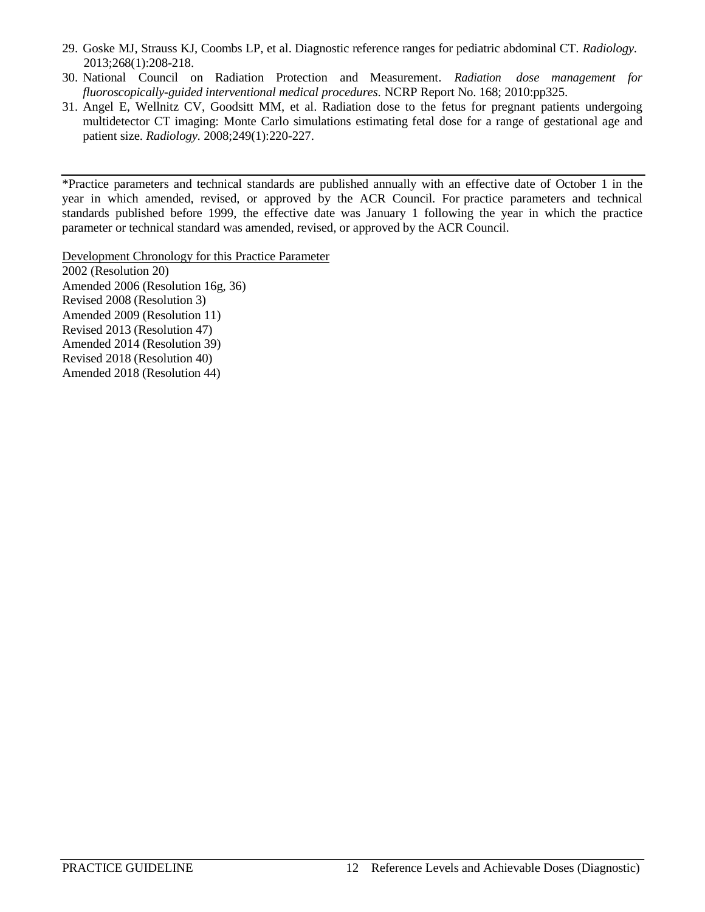29. Goske MJ, Strauss KJ, Coombs LP, et al. Diagnostic reference ranges for pediatric abdominal CT. *Radiology.* 2013;268(1):208-218.
30. National Council on Radiation Protection and Measurement. *Radiation dose management for fluoroscopically-guided interventional medical procedures.* NCRP Report No. 168; 2010:pp325.
31. Angel E, Wellnitz CV, Goodsitt MM, et al. Radiation dose to the fetus for pregnant patients undergoing multidetector CT imaging: Monte Carlo simulations estimating fetal dose for a range of gestational age and patient size. *Radiology.* 2008;249(1):220-227.

---

*Practice parameters and technical standards are published annually with an effective date of October 1 in the year in which amended, revised, or approved by the ACR Council. For practice parameters and technical standards published before 1999, the effective date was January 1 following the year in which the practice parameter or technical standard was amended, revised, or approved by the ACR Council.

<u>Development Chronology for this Practice Parameter</u>
2002 (Resolution 20)
Amended 2006 (Resolution 16g, 36)
Revised 2008 (Resolution 3)
Amended 2009 (Resolution 11)
Revised 2013 (Resolution 47)
Amended 2014 (Resolution 39)
Revised 2018 (Resolution 40)
Amended 2018 (Resolution 44)